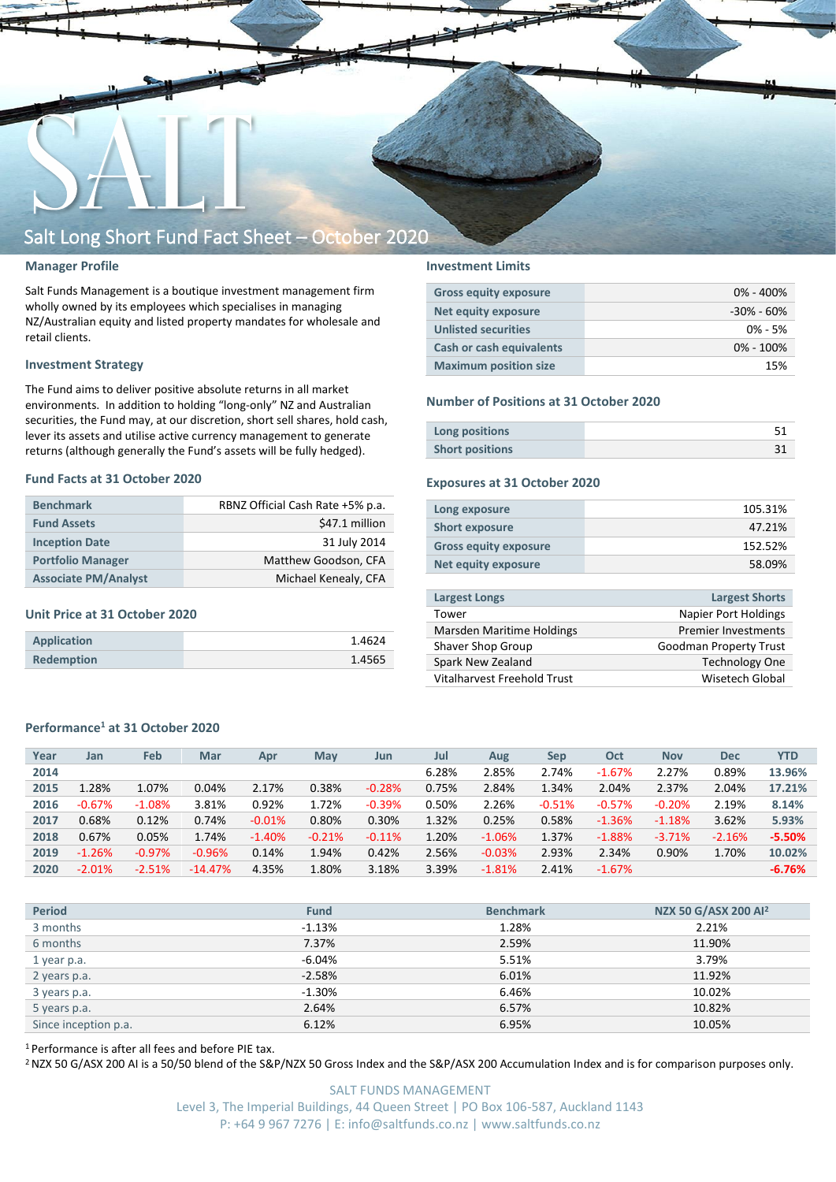# Salt Long Short Fund Fact Sheet – October 2020

## Manager Profile

Salt Funds Management is a boutique investment management firm wholly owned by its employees which specialises in managing NZ/Australian equity and listed property mandates for wholesale and retail clients.

## Investment Strategy

The Fund aims to deliver positive absolute returns in all market environments. In addition to holding "long-only" NZ and Australian securities, the Fund may, at our discretion, short sell shares, hold cash, lever its assets and utilise active currency management to generate returns (although generally the Fund's assets will be fully hedged).

## Fund Facts at 31 October 2020

| | |
|---|---|
| Benchmark | RBNZ Official Cash Rate +5% p.a. |
| Fund Assets | $47.1 million |
| Inception Date | 31 July 2014 |
| Portfolio Manager | Matthew Goodson, CFA |
| Associate PM/Analyst | Michael Kenealy, CFA |

## Unit Price at 31 October 2020

| | |
|---|---|
| Application | 1.4624 |
| Redemption | 1.4565 |

## Investment Limits

| | |
|---|---|
| Gross equity exposure | 0% - 400% |
| Net equity exposure | -30% - 60% |
| Unlisted securities | 0% - 5% |
| Cash or cash equivalents | 0% - 100% |
| Maximum position size | 15% |

## Number of Positions at 31 October 2020

| | |
|---|---|
| Long positions | 51 |
| Short positions | 31 |

## Exposures at 31 October 2020

| | |
|---|---|
| Long exposure | 105.31% |
| Short exposure | 47.21% |
| Gross equity exposure | 152.52% |
| Net equity exposure | 58.09% |

| Largest Longs | Largest Shorts |
|---|---|
| Tower | Napier Port Holdings |
| Marsden Maritime Holdings | Premier Investments |
| Shaver Shop Group | Goodman Property Trust |
| Spark New Zealand | Technology One |
| Vitalharvest Freehold Trust | Wisetech Global |

## Performance[1] at 31 October 2020

| Year | Jan | Feb | Mar | Apr | May | Jun | Jul | Aug | Sep | Oct | Nov | Dec | YTD |
|---|---|---|---|---|---|---|---|---|---|---|---|---|---|
| 2014 | | | | | | | 6.28% | 2.85% | 2.74% | -1.67% | 2.27% | 0.89% | 13.96% |
| 2015 | 1.28% | 1.07% | 0.04% | 2.17% | 0.38% | -0.28% | 0.75% | 2.84% | 1.34% | 2.04% | 2.37% | 2.04% | 17.21% |
| 2016 | -0.67% | -1.08% | 3.81% | 0.92% | 1.72% | -0.39% | 0.50% | 2.26% | -0.51% | -0.57% | -0.20% | 2.19% | 8.14% |
| 2017 | 0.68% | 0.12% | 0.74% | -0.01% | 0.80% | 0.30% | 1.32% | 0.25% | 0.58% | -1.36% | -1.18% | 3.62% | 5.93% |
| 2018 | 0.67% | 0.05% | 1.74% | -1.40% | -0.21% | -0.11% | 1.20% | -1.06% | 1.37% | -1.88% | -3.71% | -2.16% | -5.50% |
| 2019 | -1.26% | -0.97% | -0.96% | 0.14% | 1.94% | 0.42% | 2.56% | -0.03% | 2.93% | 2.34% | 0.90% | 1.70% | 10.02% |
| 2020 | -2.01% | -2.51% | -14.47% | 4.35% | 1.80% | 3.18% | 3.39% | -1.81% | 2.41% | -1.67% | | | -6.76% |

| Period | Fund | Benchmark | NZX 50 G/ASX 200 AI[2] |
|---|---|---|---|
| 3 months | -1.13% | 1.28% | 2.21% |
| 6 months | 7.37% | 2.59% | 11.90% |
| 1 year p.a. | -6.04% | 5.51% | 3.79% |
| 2 years p.a. | -2.58% | 6.01% | 11.92% |
| 3 years p.a. | -1.30% | 6.46% | 10.02% |
| 5 years p.a. | 2.64% | 6.57% | 10.82% |
| Since inception p.a. | 6.12% | 6.95% | 10.05% |

[1] Performance is after all fees and before PIE tax.

[2] NZX 50 G/ASX 200 AI is a 50/50 blend of the S&P/NZX 50 Gross Index and the S&P/ASX 200 Accumulation Index and is for comparison purposes only.

SALT FUNDS MANAGEMENT
Level 3, The Imperial Buildings, 44 Queen Street | PO Box 106-587, Auckland 1143
P: +64 9 967 7276 | E: info@saltfunds.co.nz | www.saltfunds.co.nz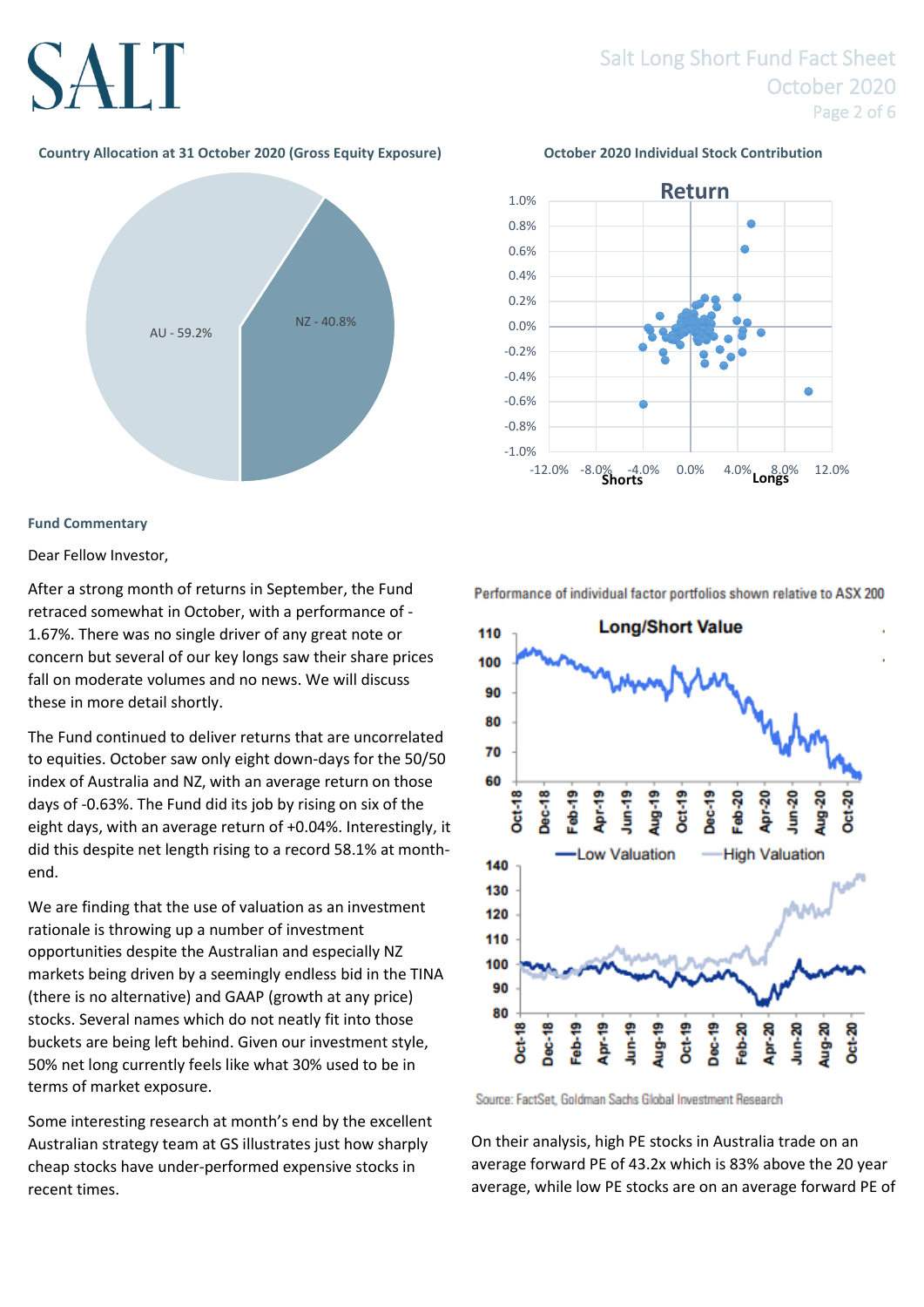**Country Allocation at 31 October 2020 (Gross Equity Exposure)**

AU - 59.2%

NZ - 40.8%

**October 2020 Individual Stock Contribution**

**Fund Commentary**

Dear Fellow Investor,

After a strong month of returns in September, the Fund retraced somewhat in October, with a performance of -1.67%. There was no single driver of any great note or concern but several of our key longs saw their share prices fall on moderate volumes and no news. We will discuss these in more detail shortly.

The Fund continued to deliver returns that are uncorrelated to equities. October saw only eight down-days for the 50/50 index of Australia and NZ, with an average return on those days of -0.63%. The Fund did its job by rising on six of the eight days, with an average return of +0.04%. Interestingly, it did this despite net length rising to a record 58.1% at month-end.

We are finding that the use of valuation as an investment rationale is throwing up a number of investment opportunities despite the Australian and especially NZ markets being driven by a seemingly endless bid in the TINA (there is no alternative) and GAAP (growth at any price) stocks. Several names which do not neatly fit into those buckets are being left behind. Given our investment style, 50% net long currently feels like what 30% used to be in terms of market exposure.

Some interesting research at month's end by the excellent Australian strategy team at GS illustrates just how sharply cheap stocks have under-performed expensive stocks in recent times.

Performance of individual factor portfolios shown relative to ASX 200

Source: FactSet, Goldman Sachs Global Investment Research

On their analysis, high PE stocks in Australia trade on an average forward PE of 43.2x which is 83% above the 20 year average, while low PE stocks are on an average forward PE of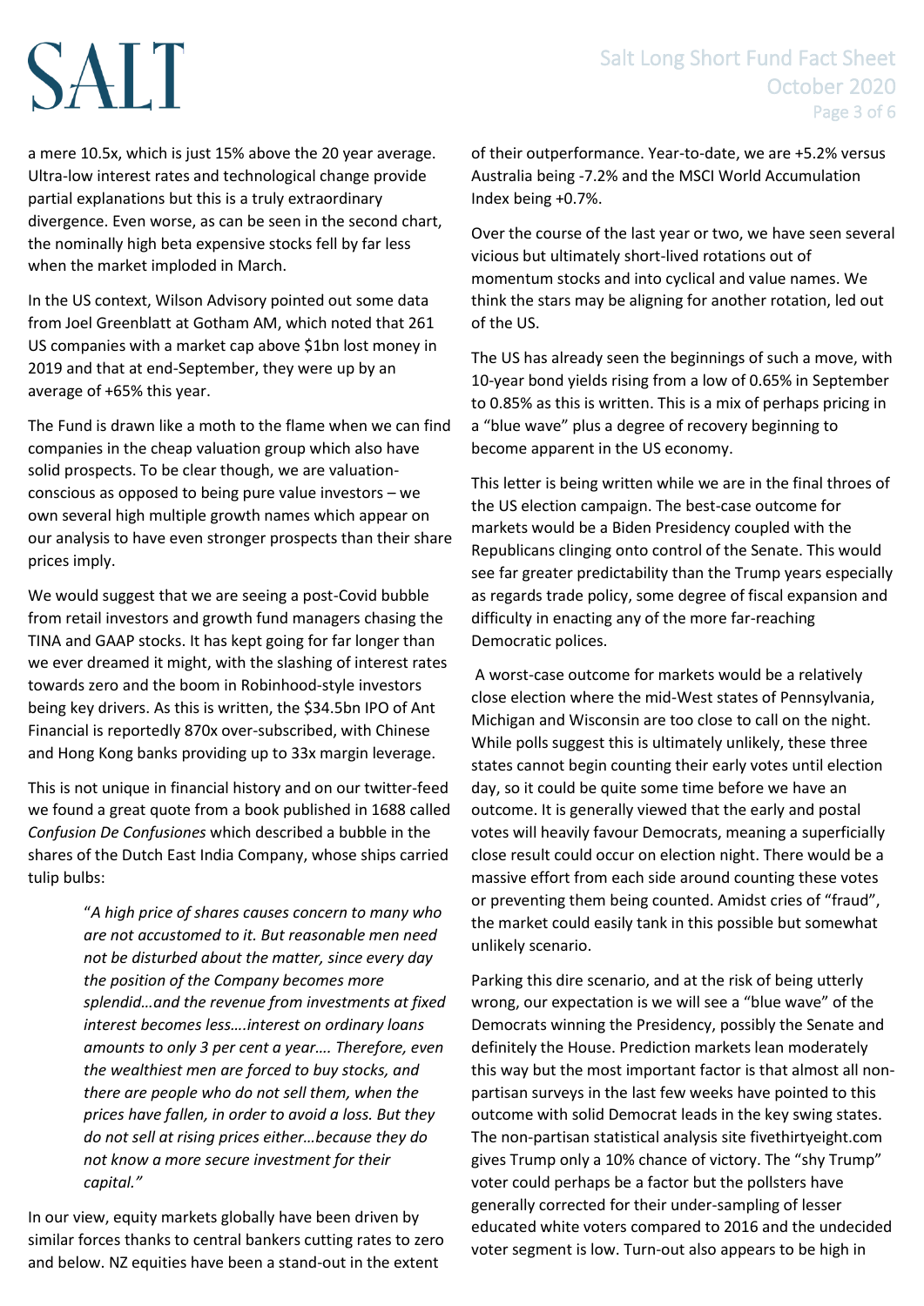a mere 10.5x, which is just 15% above the 20 year average. Ultra-low interest rates and technological change provide partial explanations but this is a truly extraordinary divergence. Even worse, as can be seen in the second chart, the nominally high beta expensive stocks fell by far less when the market imploded in March.

In the US context, Wilson Advisory pointed out some data from Joel Greenblatt at Gotham AM, which noted that 261 US companies with a market cap above $1bn lost money in 2019 and that at end-September, they were up by an average of +65% this year.

The Fund is drawn like a moth to the flame when we can find companies in the cheap valuation group which also have solid prospects. To be clear though, we are valuation-conscious as opposed to being pure value investors – we own several high multiple growth names which appear on our analysis to have even stronger prospects than their share prices imply.

We would suggest that we are seeing a post-Covid bubble from retail investors and growth fund managers chasing the TINA and GAAP stocks. It has kept going for far longer than we ever dreamed it might, with the slashing of interest rates towards zero and the boom in Robinhood-style investors being key drivers. As this is written, the $34.5bn IPO of Ant Financial is reportedly 870x over-subscribed, with Chinese and Hong Kong banks providing up to 33x margin leverage.

This is not unique in financial history and on our twitter-feed we found a great quote from a book published in 1688 called *Confusion De Confusiones* which described a bubble in the shares of the Dutch East India Company, whose ships carried tulip bulbs:

> "*A high price of shares causes concern to many who are not accustomed to it. But reasonable men need not be disturbed about the matter, since every day the position of the Company becomes more splendid…and the revenue from investments at fixed interest becomes less….interest on ordinary loans amounts to only 3 per cent a year…. Therefore, even the wealthiest men are forced to buy stocks, and there are people who do not sell them, when the prices have fallen, in order to avoid a loss. But they do not sell at rising prices either…because they do not know a more secure investment for their capital.*"

In our view, equity markets globally have been driven by similar forces thanks to central bankers cutting rates to zero and below. NZ equities have been a stand-out in the extent of their outperformance. Year-to-date, we are +5.2% versus Australia being -7.2% and the MSCI World Accumulation Index being +0.7%.

Over the course of the last year or two, we have seen several vicious but ultimately short-lived rotations out of momentum stocks and into cyclical and value names. We think the stars may be aligning for another rotation, led out of the US.

The US has already seen the beginnings of such a move, with 10-year bond yields rising from a low of 0.65% in September to 0.85% as this is written. This is a mix of perhaps pricing in a "blue wave" plus a degree of recovery beginning to become apparent in the US economy.

This letter is being written while we are in the final throes of the US election campaign. The best-case outcome for markets would be a Biden Presidency coupled with the Republicans clinging onto control of the Senate. This would see far greater predictability than the Trump years especially as regards trade policy, some degree of fiscal expansion and difficulty in enacting any of the more far-reaching Democratic polices.

A worst-case outcome for markets would be a relatively close election where the mid-West states of Pennsylvania, Michigan and Wisconsin are too close to call on the night. While polls suggest this is ultimately unlikely, these three states cannot begin counting their early votes until election day, so it could be quite some time before we have an outcome. It is generally viewed that the early and postal votes will heavily favour Democrats, meaning a superficially close result could occur on election night. There would be a massive effort from each side around counting these votes or preventing them being counted. Amidst cries of "fraud", the market could easily tank in this possible but somewhat unlikely scenario.

Parking this dire scenario, and at the risk of being utterly wrong, our expectation is we will see a "blue wave" of the Democrats winning the Presidency, possibly the Senate and definitely the House. Prediction markets lean moderately this way but the most important factor is that almost all non-partisan surveys in the last few weeks have pointed to this outcome with solid Democrat leads in the key swing states. The non-partisan statistical analysis site fivethirtyeight.com gives Trump only a 10% chance of victory. The "shy Trump" voter could perhaps be a factor but the pollsters have generally corrected for their under-sampling of lesser educated white voters compared to 2016 and the undecided voter segment is low. Turn-out also appears to be high in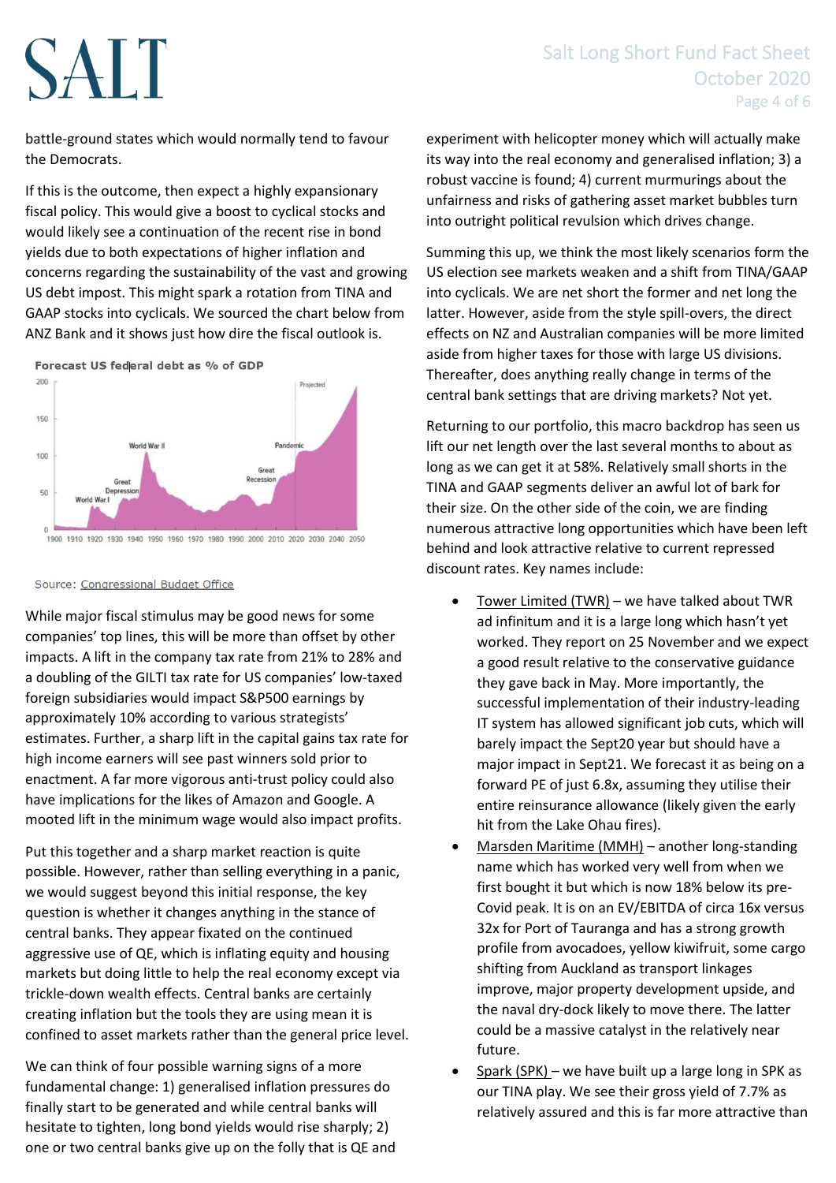battle-ground states which would normally tend to favour the Democrats.

If this is the outcome, then expect a highly expansionary fiscal policy. This would give a boost to cyclical stocks and would likely see a continuation of the recent rise in bond yields due to both expectations of higher inflation and concerns regarding the sustainability of the vast and growing US debt impost. This might spark a rotation from TINA and GAAP stocks into cyclicals. We sourced the chart below from ANZ Bank and it shows just how dire the fiscal outlook is.

Forecast US federal debt as % of GDP

Source: Congressional Budget Office

While major fiscal stimulus may be good news for some companies' top lines, this will be more than offset by other impacts. A lift in the company tax rate from 21% to 28% and a doubling of the GILTI tax rate for US companies' low-taxed foreign subsidiaries would impact S&P500 earnings by approximately 10% according to various strategists' estimates. Further, a sharp lift in the capital gains tax rate for high income earners will see past winners sold prior to enactment. A far more vigorous anti-trust policy could also have implications for the likes of Amazon and Google. A mooted lift in the minimum wage would also impact profits.

Put this together and a sharp market reaction is quite possible. However, rather than selling everything in a panic, we would suggest beyond this initial response, the key question is whether it changes anything in the stance of central banks. They appear fixated on the continued aggressive use of QE, which is inflating equity and housing markets but doing little to help the real economy except via trickle-down wealth effects. Central banks are certainly creating inflation but the tools they are using mean it is confined to asset markets rather than the general price level.

We can think of four possible warning signs of a more fundamental change: 1) generalised inflation pressures do finally start to be generated and while central banks will hesitate to tighten, long bond yields would rise sharply; 2) one or two central banks give up on the folly that is QE and experiment with helicopter money which will actually make its way into the real economy and generalised inflation; 3) a robust vaccine is found; 4) current murmurings about the unfairness and risks of gathering asset market bubbles turn into outright political revulsion which drives change.

Summing this up, we think the most likely scenarios form the US election see markets weaken and a shift from TINA/GAAP into cyclicals. We are net short the former and net long the latter. However, aside from the style spill-overs, the direct effects on NZ and Australian companies will be more limited aside from higher taxes for those with large US divisions. Thereafter, does anything really change in terms of the central bank settings that are driving markets? Not yet.

Returning to our portfolio, this macro backdrop has seen us lift our net length over the last several months to about as long as we can get it at 58%. Relatively small shorts in the TINA and GAAP segments deliver an awful lot of bark for their size. On the other side of the coin, we are finding numerous attractive long opportunities which have been left behind and look attractive relative to current repressed discount rates. Key names include:

- Tower Limited (TWR) – we have talked about TWR ad infinitum and it is a large long which hasn't yet worked. They report on 25 November and we expect a good result relative to the conservative guidance they gave back in May. More importantly, the successful implementation of their industry-leading IT system has allowed significant job cuts, which will barely impact the Sept20 year but should have a major impact in Sept21. We forecast it as being on a forward PE of just 6.8x, assuming they utilise their entire reinsurance allowance (likely given the early hit from the Lake Ohau fires).
- Marsden Maritime (MMH) – another long-standing name which has worked very well from when we first bought it but which is now 18% below its pre-Covid peak. It is on an EV/EBITDA of circa 16x versus 32x for Port of Tauranga and has a strong growth profile from avocadoes, yellow kiwifruit, some cargo shifting from Auckland as transport linkages improve, major property development upside, and the naval dry-dock likely to move there. The latter could be a massive catalyst in the relatively near future.
- Spark (SPK) – we have built up a large long in SPK as our TINA play. We see their gross yield of 7.7% as relatively assured and this is far more attractive than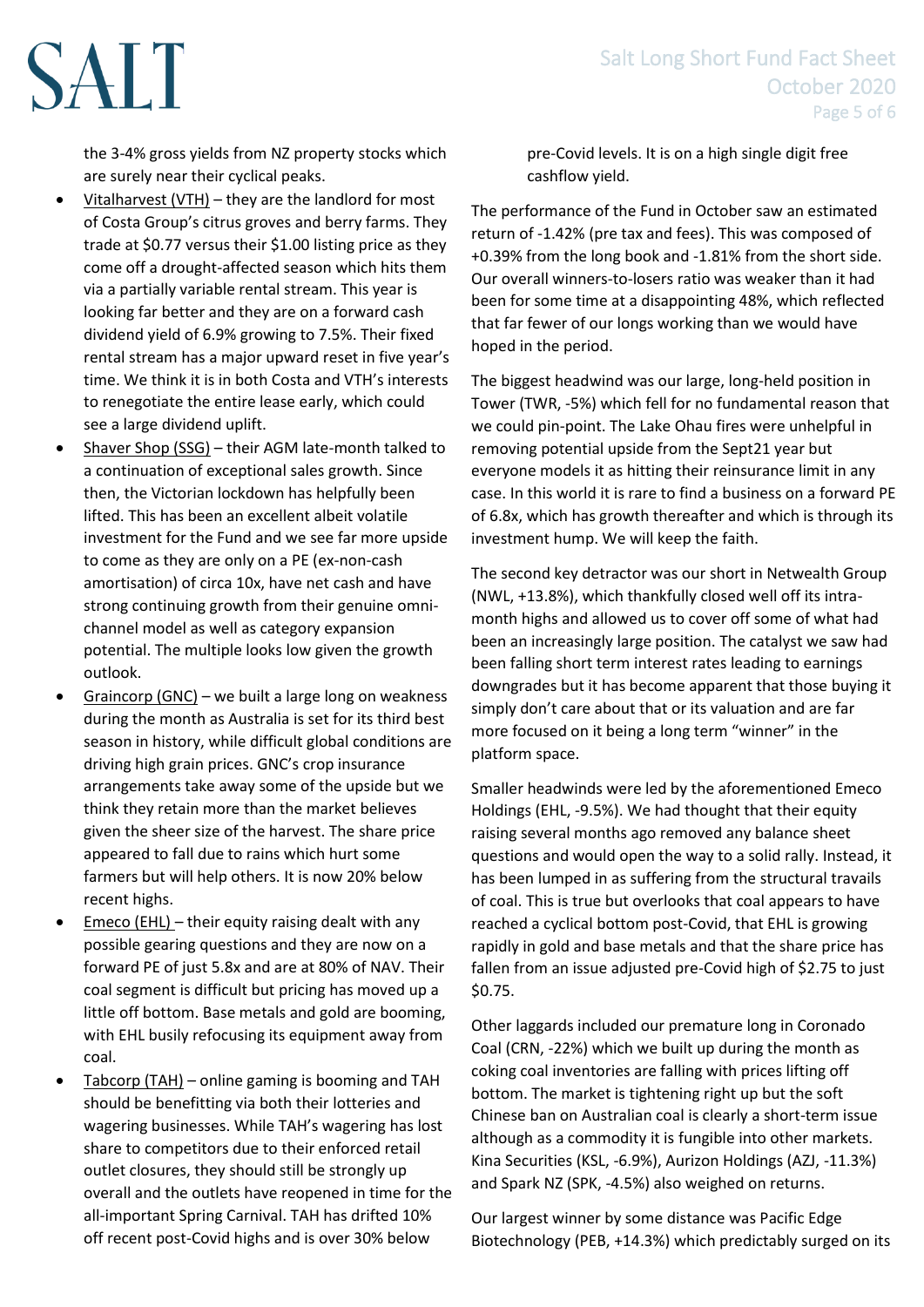the 3-4% gross yields from NZ property stocks which are surely near their cyclical peaks.

- Vitalharvest (VTH) – they are the landlord for most of Costa Group's citrus groves and berry farms. They trade at $0.77 versus their $1.00 listing price as they come off a drought-affected season which hits them via a partially variable rental stream. This year is looking far better and they are on a forward cash dividend yield of 6.9% growing to 7.5%. Their fixed rental stream has a major upward reset in five year's time. We think it is in both Costa and VTH's interests to renegotiate the entire lease early, which could see a large dividend uplift.
- Shaver Shop (SSG) – their AGM late-month talked to a continuation of exceptional sales growth. Since then, the Victorian lockdown has helpfully been lifted. This has been an excellent albeit volatile investment for the Fund and we see far more upside to come as they are only on a PE (ex-non-cash amortisation) of circa 10x, have net cash and have strong continuing growth from their genuine omni-channel model as well as category expansion potential. The multiple looks low given the growth outlook.
- Graincorp (GNC) – we built a large long on weakness during the month as Australia is set for its third best season in history, while difficult global conditions are driving high grain prices. GNC's crop insurance arrangements take away some of the upside but we think they retain more than the market believes given the sheer size of the harvest. The share price appeared to fall due to rains which hurt some farmers but will help others. It is now 20% below recent highs.
- Emeco (EHL) – their equity raising dealt with any possible gearing questions and they are now on a forward PE of just 5.8x and are at 80% of NAV. Their coal segment is difficult but pricing has moved up a little off bottom. Base metals and gold are booming, with EHL busily refocusing its equipment away from coal.
- Tabcorp (TAH) – online gaming is booming and TAH should be benefitting via both their lotteries and wagering businesses. While TAH's wagering has lost share to competitors due to their enforced retail outlet closures, they should still be strongly up overall and the outlets have reopened in time for the all-important Spring Carnival. TAH has drifted 10% off recent post-Covid highs and is over 30% below pre-Covid levels. It is on a high single digit free cashflow yield.

The performance of the Fund in October saw an estimated return of -1.42% (pre tax and fees). This was composed of +0.39% from the long book and -1.81% from the short side. Our overall winners-to-losers ratio was weaker than it had been for some time at a disappointing 48%, which reflected that far fewer of our longs working than we would have hoped in the period.

The biggest headwind was our large, long-held position in Tower (TWR, -5%) which fell for no fundamental reason that we could pin-point. The Lake Ohau fires were unhelpful in removing potential upside from the Sept21 year but everyone models it as hitting their reinsurance limit in any case. In this world it is rare to find a business on a forward PE of 6.8x, which has growth thereafter and which is through its investment hump. We will keep the faith.

The second key detractor was our short in Netwealth Group (NWL, +13.8%), which thankfully closed well off its intra-month highs and allowed us to cover off some of what had been an increasingly large position. The catalyst we saw had been falling short term interest rates leading to earnings downgrades but it has become apparent that those buying it simply don't care about that or its valuation and are far more focused on it being a long term "winner" in the platform space.

Smaller headwinds were led by the aforementioned Emeco Holdings (EHL, -9.5%). We had thought that their equity raising several months ago removed any balance sheet questions and would open the way to a solid rally. Instead, it has been lumped in as suffering from the structural travails of coal. This is true but overlooks that coal appears to have reached a cyclical bottom post-Covid, that EHL is growing rapidly in gold and base metals and that the share price has fallen from an issue adjusted pre-Covid high of $2.75 to just $0.75.

Other laggards included our premature long in Coronado Coal (CRN, -22%) which we built up during the month as coking coal inventories are falling with prices lifting off bottom. The market is tightening right up but the soft Chinese ban on Australian coal is clearly a short-term issue although as a commodity it is fungible into other markets. Kina Securities (KSL, -6.9%), Aurizon Holdings (AZJ, -11.3%) and Spark NZ (SPK, -4.5%) also weighed on returns.

Our largest winner by some distance was Pacific Edge Biotechnology (PEB, +14.3%) which predictably surged on its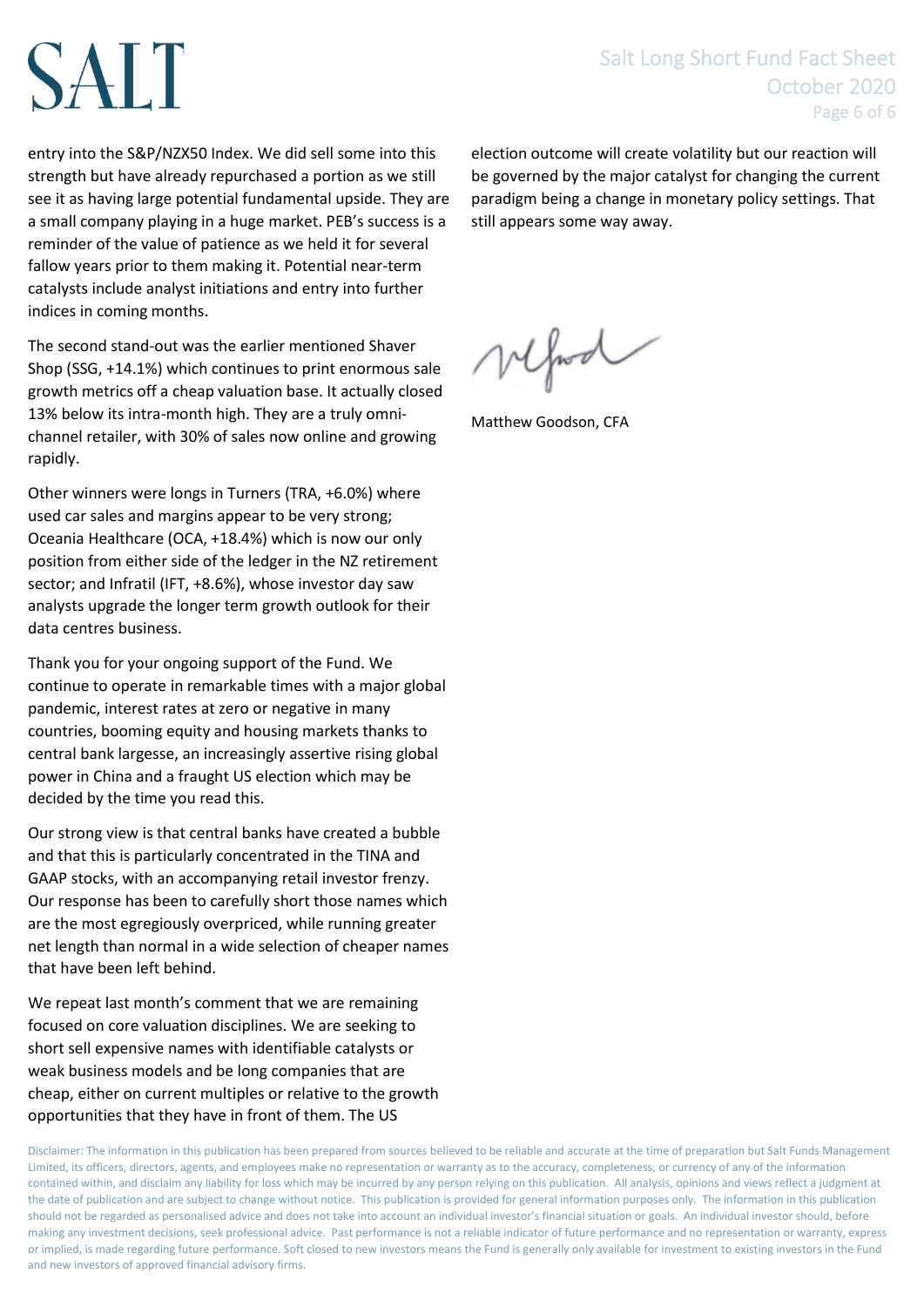entry into the S&P/NZX50 Index. We did sell some into this strength but have already repurchased a portion as we still see it as having large potential fundamental upside. They are a small company playing in a huge market. PEB's success is a reminder of the value of patience as we held it for several fallow years prior to them making it. Potential near-term catalysts include analyst initiations and entry into further indices in coming months.

The second stand-out was the earlier mentioned Shaver Shop (SSG, +14.1%) which continues to print enormous sale growth metrics off a cheap valuation base. It actually closed 13% below its intra-month high. They are a truly omni-channel retailer, with 30% of sales now online and growing rapidly.

Other winners were longs in Turners (TRA, +6.0%) where used car sales and margins appear to be very strong; Oceania Healthcare (OCA, +18.4%) which is now our only position from either side of the ledger in the NZ retirement sector; and Infratil (IFT, +8.6%), whose investor day saw analysts upgrade the longer term growth outlook for their data centres business.

Thank you for your ongoing support of the Fund. We continue to operate in remarkable times with a major global pandemic, interest rates at zero or negative in many countries, booming equity and housing markets thanks to central bank largesse, an increasingly assertive rising global power in China and a fraught US election which may be decided by the time you read this.

Our strong view is that central banks have created a bubble and that this is particularly concentrated in the TINA and GAAP stocks, with an accompanying retail investor frenzy. Our response has been to carefully short those names which are the most egregiously overpriced, while running greater net length than normal in a wide selection of cheaper names that have been left behind.

We repeat last month's comment that we are remaining focused on core valuation disciplines. We are seeking to short sell expensive names with identifiable catalysts or weak business models and be long companies that are cheap, either on current multiples or relative to the growth opportunities that they have in front of them. The US election outcome will create volatility but our reaction will be governed by the major catalyst for changing the current paradigm being a change in monetary policy settings. That still appears some way away.

Matthew Goodson, CFA

Disclaimer: The information in this publication has been prepared from sources believed to be reliable and accurate at the time of preparation but Salt Funds Management Limited, its officers, directors, agents, and employees make no representation or warranty as to the accuracy, completeness, or currency of any of the information contained within, and disclaim any liability for loss which may be incurred by any person relying on this publication. All analysis, opinions and views reflect a judgment at the date of publication and are subject to change without notice. This publication is provided for general information purposes only. The information in this publication should not be regarded as personalised advice and does not take into account an individual investor's financial situation or goals. An individual investor should, before making any investment decisions, seek professional advice. Past performance is not a reliable indicator of future performance and no representation or warranty, express or implied, is made regarding future performance. Soft closed to new investors means the Fund is generally only available for investment to existing investors in the Fund and new investors of approved financial advisory firms.